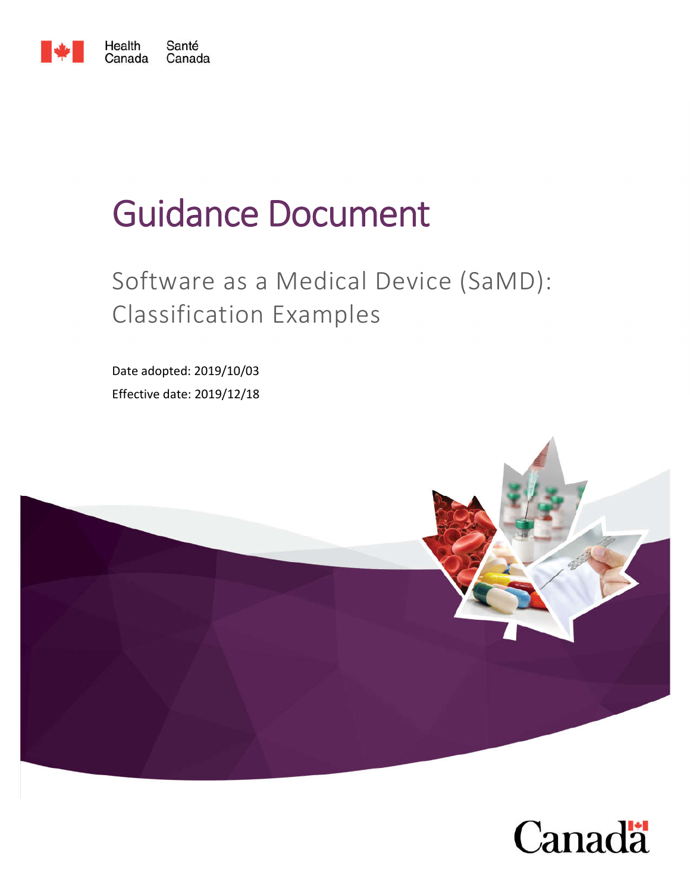Health Canada Santé Canada

# Guidance Document

## Software as a Medical Device (SaMD): Classification Examples

Date adopted: 2019/10/03

Effective date: 2019/12/18

Canada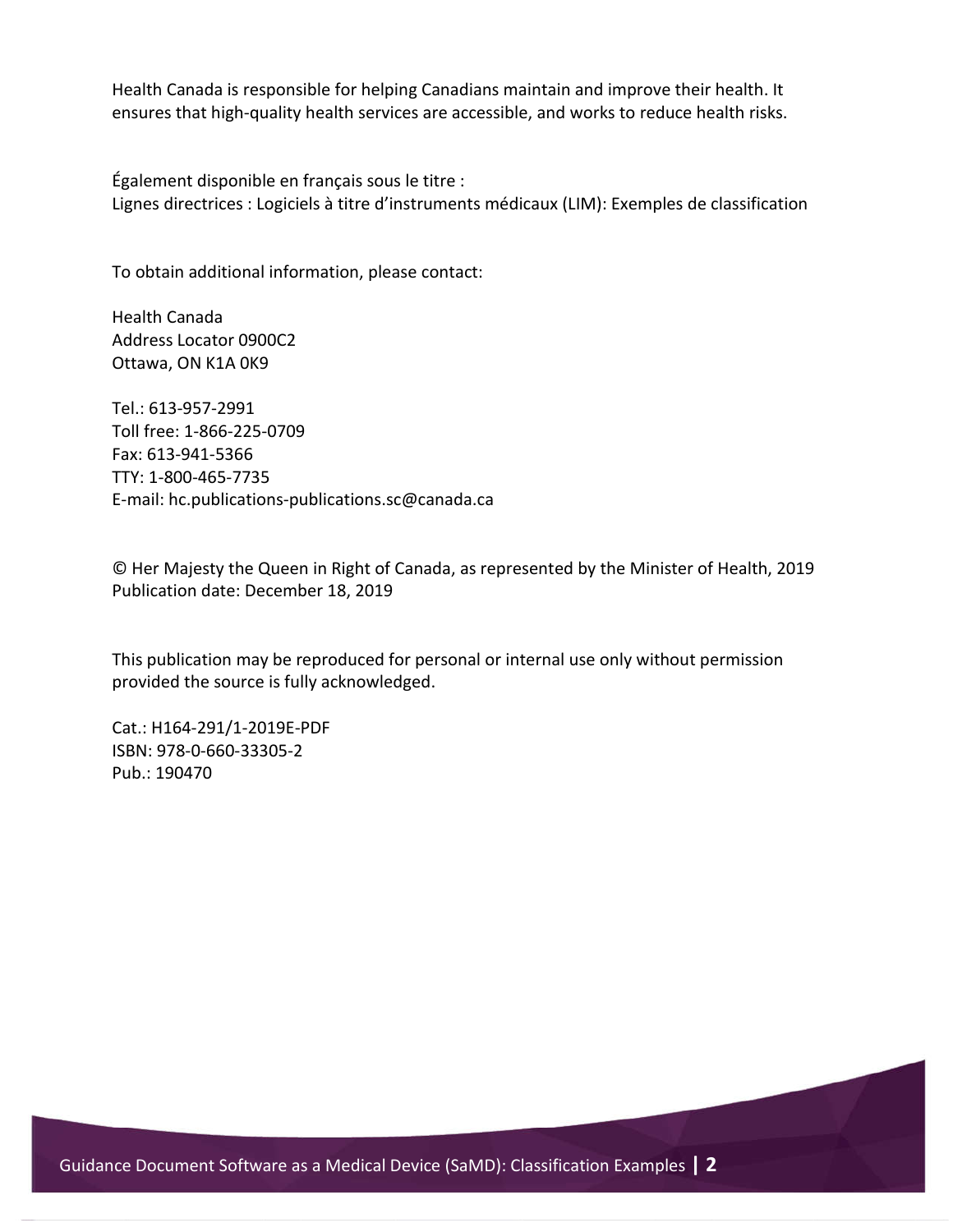Health Canada is responsible for helping Canadians maintain and improve their health. It ensures that high-quality health services are accessible, and works to reduce health risks.

Également disponible en français sous le titre :
Lignes directrices : Logiciels à titre d'instruments médicaux (LIM): Exemples de classification

To obtain additional information, please contact:

Health Canada
Address Locator 0900C2
Ottawa, ON K1A 0K9

Tel.: 613-957-2991
Toll free: 1-866-225-0709
Fax: 613-941-5366
TTY: 1-800-465-7735
E-mail: hc.publications-publications.sc@canada.ca

© Her Majesty the Queen in Right of Canada, as represented by the Minister of Health, 2019
Publication date: December 18, 2019

This publication may be reproduced for personal or internal use only without permission provided the source is fully acknowledged.

Cat.: H164-291/1-2019E-PDF
ISBN: 978-0-660-33305-2
Pub.: 190470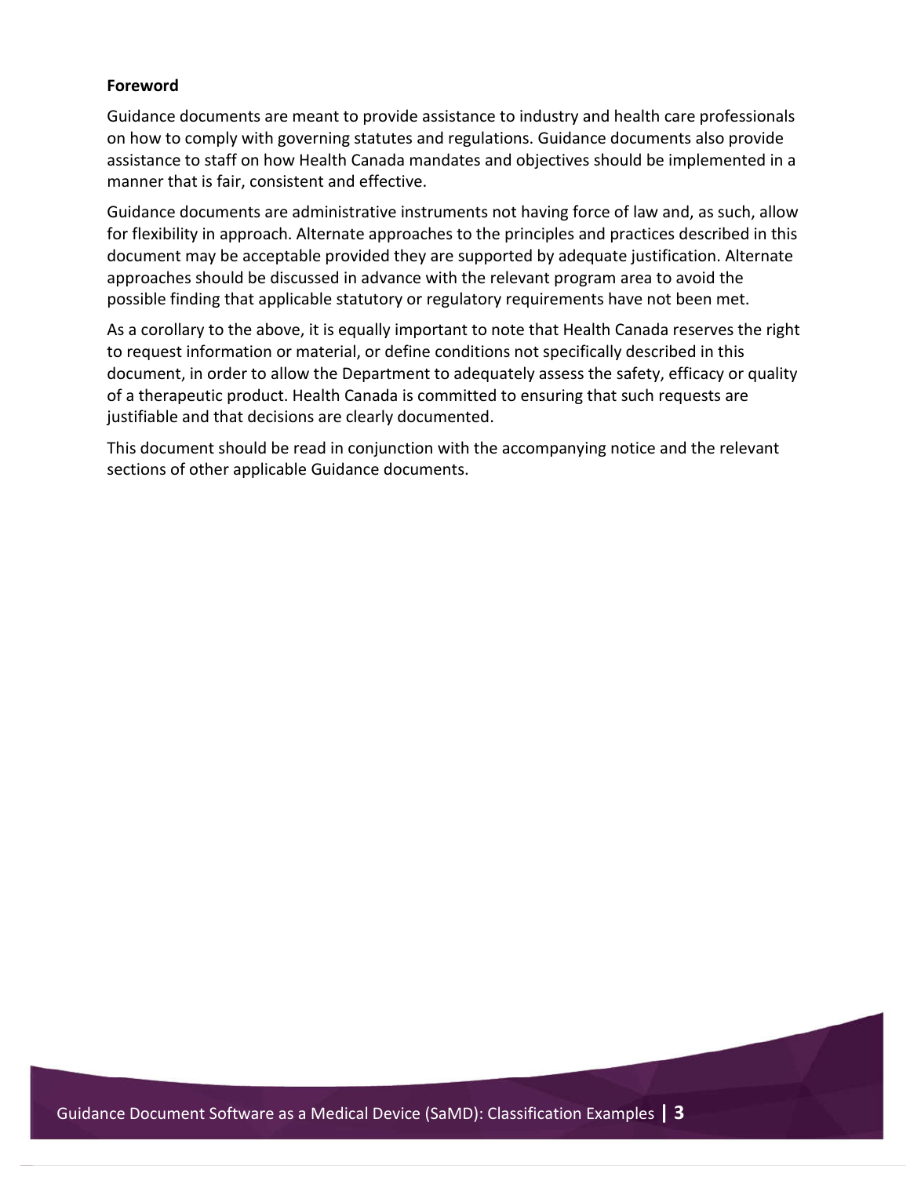**Foreword**

Guidance documents are meant to provide assistance to industry and health care professionals on how to comply with governing statutes and regulations. Guidance documents also provide assistance to staff on how Health Canada mandates and objectives should be implemented in a manner that is fair, consistent and effective.

Guidance documents are administrative instruments not having force of law and, as such, allow for flexibility in approach. Alternate approaches to the principles and practices described in this document may be acceptable provided they are supported by adequate justification. Alternate approaches should be discussed in advance with the relevant program area to avoid the possible finding that applicable statutory or regulatory requirements have not been met.

As a corollary to the above, it is equally important to note that Health Canada reserves the right to request information or material, or define conditions not specifically described in this document, in order to allow the Department to adequately assess the safety, efficacy or quality of a therapeutic product. Health Canada is committed to ensuring that such requests are justifiable and that decisions are clearly documented.

This document should be read in conjunction with the accompanying notice and the relevant sections of other applicable Guidance documents.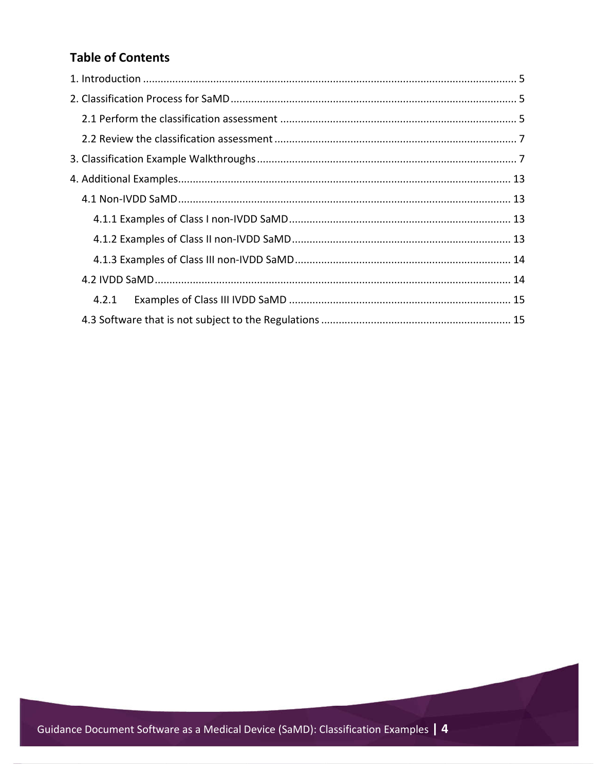## Table of Contents

1. Introduction ..... 5
2. Classification Process for SaMD ..... 5
   - 2.1 Perform the classification assessment ..... 5
   - 2.2 Review the classification assessment ..... 7
3. Classification Example Walkthroughs ..... 7
4. Additional Examples ..... 13
   - 4.1 Non-IVDD SaMD ..... 13
     - 4.1.1 Examples of Class I non-IVDD SaMD ..... 13
     - 4.1.2 Examples of Class II non-IVDD SaMD ..... 13
     - 4.1.3 Examples of Class III non-IVDD SaMD ..... 14
   - 4.2 IVDD SaMD ..... 14
     - 4.2.1 Examples of Class III IVDD SaMD ..... 15
   - 4.3 Software that is not subject to the Regulations ..... 15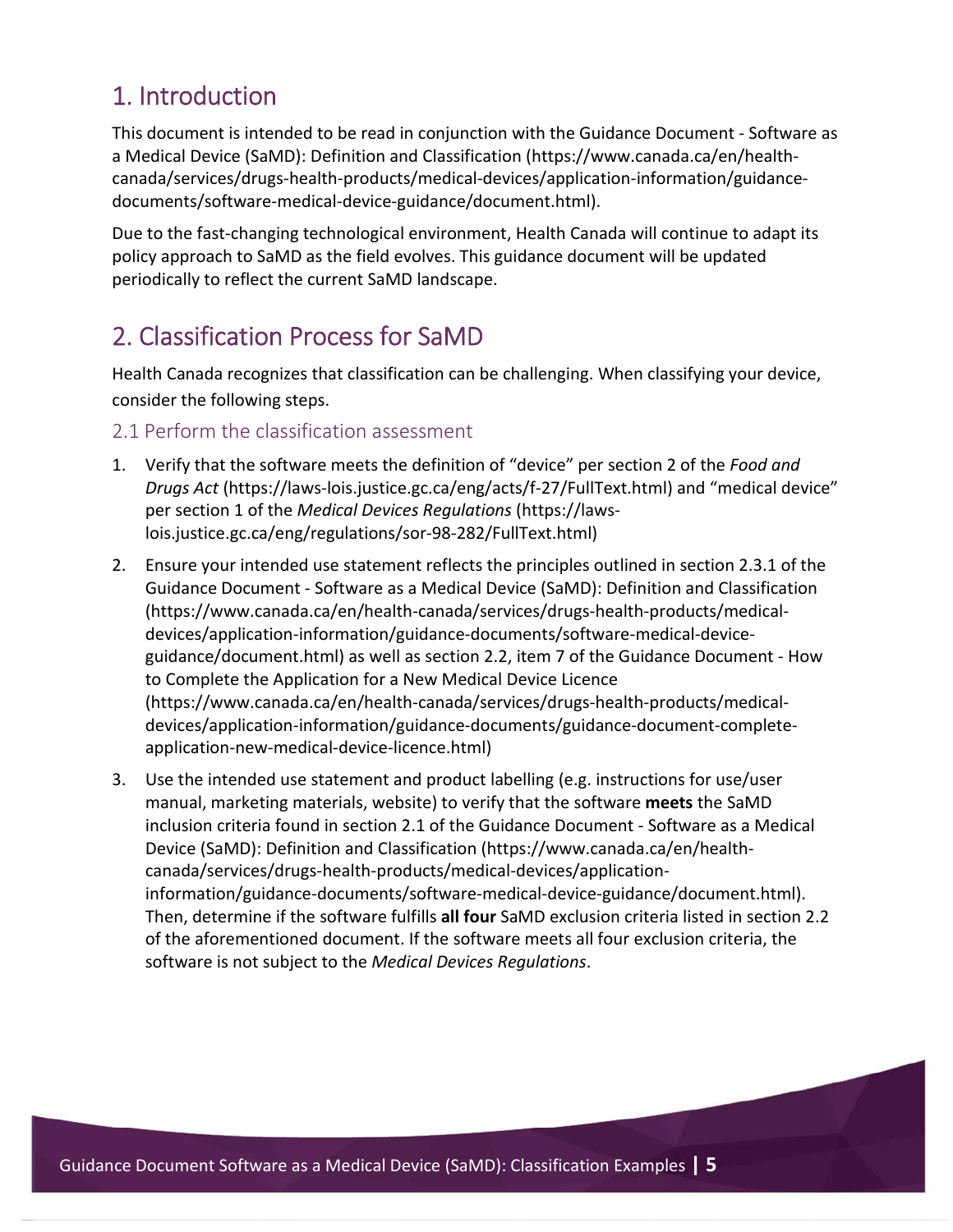# 1. Introduction

This document is intended to be read in conjunction with the Guidance Document - Software as a Medical Device (SaMD): Definition and Classification (https://www.canada.ca/en/health-canada/services/drugs-health-products/medical-devices/application-information/guidance-documents/software-medical-device-guidance/document.html).

Due to the fast-changing technological environment, Health Canada will continue to adapt its policy approach to SaMD as the field evolves. This guidance document will be updated periodically to reflect the current SaMD landscape.

# 2. Classification Process for SaMD

Health Canada recognizes that classification can be challenging. When classifying your device, consider the following steps.

## 2.1 Perform the classification assessment

1. Verify that the software meets the definition of "device" per section 2 of the *Food and Drugs Act* (https://laws-lois.justice.gc.ca/eng/acts/f-27/FullText.html) and "medical device" per section 1 of the *Medical Devices Regulations* (https://laws-lois.justice.gc.ca/eng/regulations/sor-98-282/FullText.html)
2. Ensure your intended use statement reflects the principles outlined in section 2.3.1 of the Guidance Document - Software as a Medical Device (SaMD): Definition and Classification (https://www.canada.ca/en/health-canada/services/drugs-health-products/medical-devices/application-information/guidance-documents/software-medical-device-guidance/document.html) as well as section 2.2, item 7 of the Guidance Document - How to Complete the Application for a New Medical Device Licence (https://www.canada.ca/en/health-canada/services/drugs-health-products/medical-devices/application-information/guidance-documents/guidance-document-complete-application-new-medical-device-licence.html)
3. Use the intended use statement and product labelling (e.g. instructions for use/user manual, marketing materials, website) to verify that the software **meets** the SaMD inclusion criteria found in section 2.1 of the Guidance Document - Software as a Medical Device (SaMD): Definition and Classification (https://www.canada.ca/en/health-canada/services/drugs-health-products/medical-devices/application-information/guidance-documents/software-medical-device-guidance/document.html). Then, determine if the software fulfills **all four** SaMD exclusion criteria listed in section 2.2 of the aforementioned document. If the software meets all four exclusion criteria, the software is not subject to the *Medical Devices Regulations*.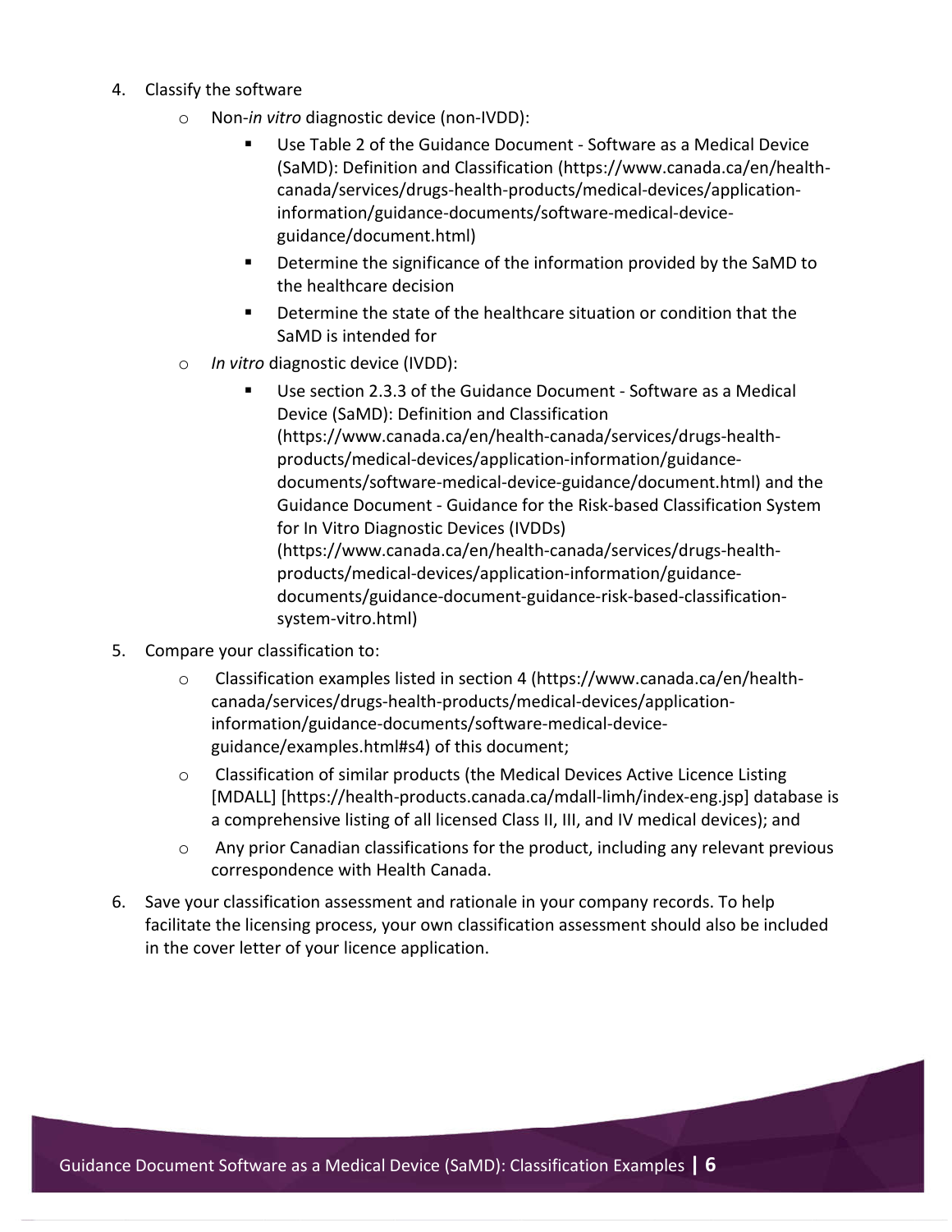4. Classify the software
   - Non-*in vitro* diagnostic device (non-IVDD):
     - Use Table 2 of the Guidance Document - Software as a Medical Device (SaMD): Definition and Classification (https://www.canada.ca/en/health-canada/services/drugs-health-products/medical-devices/application-information/guidance-documents/software-medical-device-guidance/document.html)
     - Determine the significance of the information provided by the SaMD to the healthcare decision
     - Determine the state of the healthcare situation or condition that the SaMD is intended for
   - *In vitro* diagnostic device (IVDD):
     - Use section 2.3.3 of the Guidance Document - Software as a Medical Device (SaMD): Definition and Classification (https://www.canada.ca/en/health-canada/services/drugs-health-products/medical-devices/application-information/guidance-documents/software-medical-device-guidance/document.html) and the Guidance Document - Guidance for the Risk-based Classification System for In Vitro Diagnostic Devices (IVDDs) (https://www.canada.ca/en/health-canada/services/drugs-health-products/medical-devices/application-information/guidance-documents/guidance-document-guidance-risk-based-classification-system-vitro.html)
5. Compare your classification to:
   - Classification examples listed in section 4 (https://www.canada.ca/en/health-canada/services/drugs-health-products/medical-devices/application-information/guidance-documents/software-medical-device-guidance/examples.html#s4) of this document;
   - Classification of similar products (the Medical Devices Active Licence Listing [MDALL] [https://health-products.canada.ca/mdall-limh/index-eng.jsp] database is a comprehensive listing of all licensed Class II, III, and IV medical devices); and
   - Any prior Canadian classifications for the product, including any relevant previous correspondence with Health Canada.
6. Save your classification assessment and rationale in your company records. To help facilitate the licensing process, your own classification assessment should also be included in the cover letter of your licence application.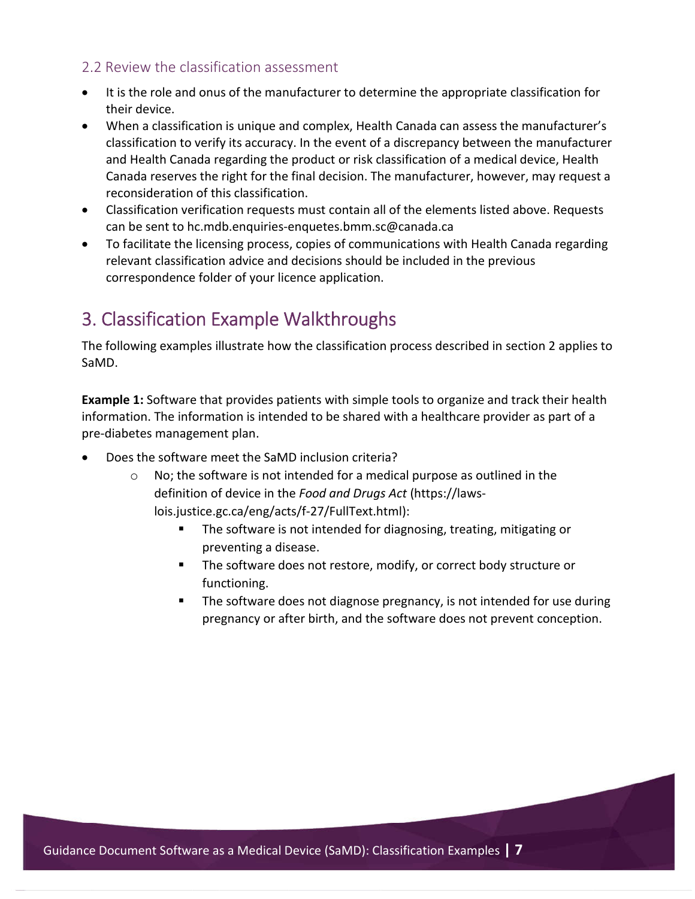### 2.2 Review the classification assessment

- It is the role and onus of the manufacturer to determine the appropriate classification for their device.
- When a classification is unique and complex, Health Canada can assess the manufacturer's classification to verify its accuracy. In the event of a discrepancy between the manufacturer and Health Canada regarding the product or risk classification of a medical device, Health Canada reserves the right for the final decision. The manufacturer, however, may request a reconsideration of this classification.
- Classification verification requests must contain all of the elements listed above. Requests can be sent to hc.mdb.enquiries-enquetes.bmm.sc@canada.ca
- To facilitate the licensing process, copies of communications with Health Canada regarding relevant classification advice and decisions should be included in the previous correspondence folder of your licence application.

## 3. Classification Example Walkthroughs

The following examples illustrate how the classification process described in section 2 applies to SaMD.

**Example 1:** Software that provides patients with simple tools to organize and track their health information. The information is intended to be shared with a healthcare provider as part of a pre-diabetes management plan.

- Does the software meet the SaMD inclusion criteria?
  - No; the software is not intended for a medical purpose as outlined in the definition of device in the *Food and Drugs Act* (https://laws-lois.justice.gc.ca/eng/acts/f-27/FullText.html):
    - The software is not intended for diagnosing, treating, mitigating or preventing a disease.
    - The software does not restore, modify, or correct body structure or functioning.
    - The software does not diagnose pregnancy, is not intended for use during pregnancy or after birth, and the software does not prevent conception.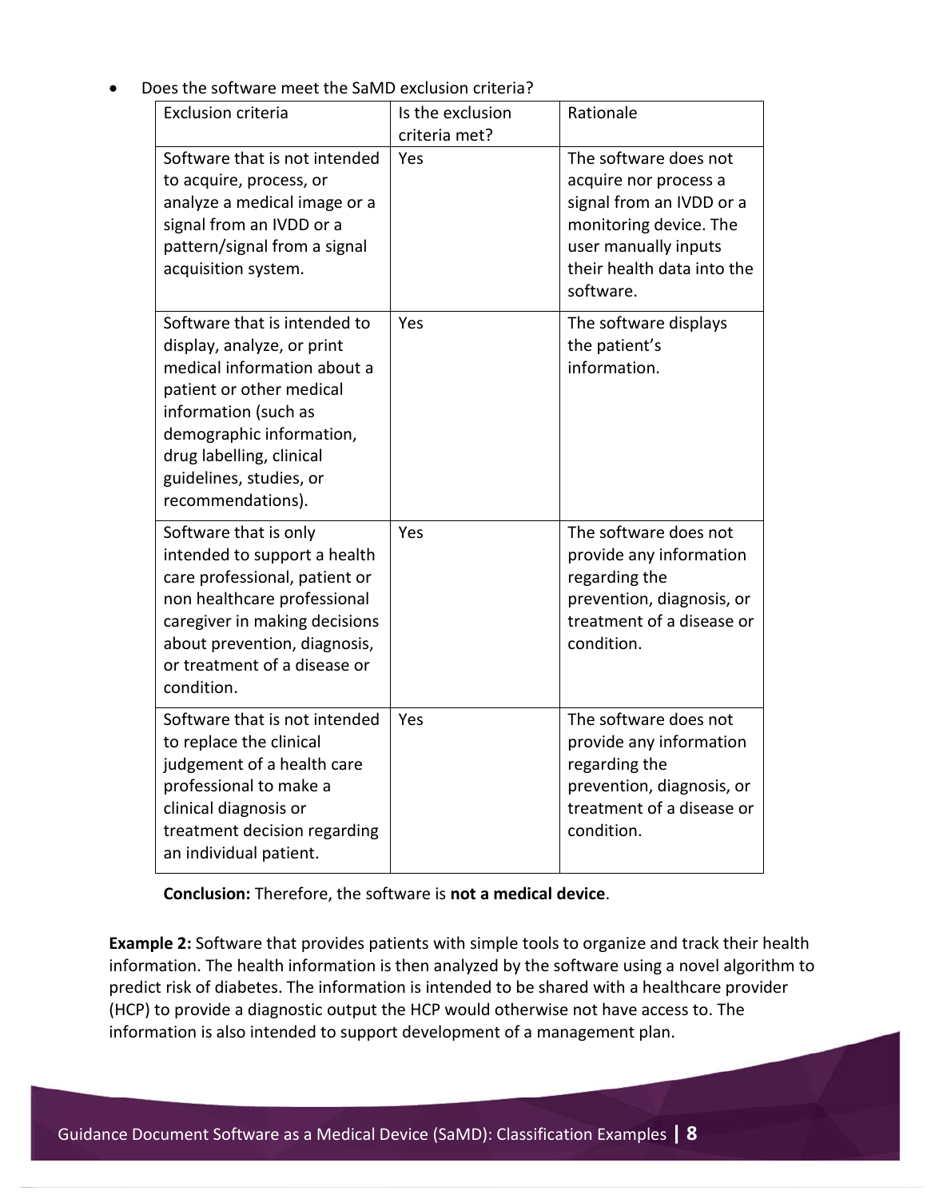- Does the software meet the SaMD exclusion criteria?

| Exclusion criteria | Is the exclusion criteria met? | Rationale |
| --- | --- | --- |
| Software that is not intended to acquire, process, or analyze a medical image or a signal from an IVDD or a pattern/signal from a signal acquisition system. | Yes | The software does not acquire nor process a signal from an IVDD or a monitoring device. The user manually inputs their health data into the software. |
| Software that is intended to display, analyze, or print medical information about a patient or other medical information (such as demographic information, drug labelling, clinical guidelines, studies, or recommendations). | Yes | The software displays the patient's information. |
| Software that is only intended to support a health care professional, patient or non healthcare professional caregiver in making decisions about prevention, diagnosis, or treatment of a disease or condition. | Yes | The software does not provide any information regarding the prevention, diagnosis, or treatment of a disease or condition. |
| Software that is not intended to replace the clinical judgement of a health care professional to make a clinical diagnosis or treatment decision regarding an individual patient. | Yes | The software does not provide any information regarding the prevention, diagnosis, or treatment of a disease or condition. |

**Conclusion:** Therefore, the software is **not a medical device**.

**Example 2:** Software that provides patients with simple tools to organize and track their health information. The health information is then analyzed by the software using a novel algorithm to predict risk of diabetes. The information is intended to be shared with a healthcare provider (HCP) to provide a diagnostic output the HCP would otherwise not have access to. The information is also intended to support development of a management plan.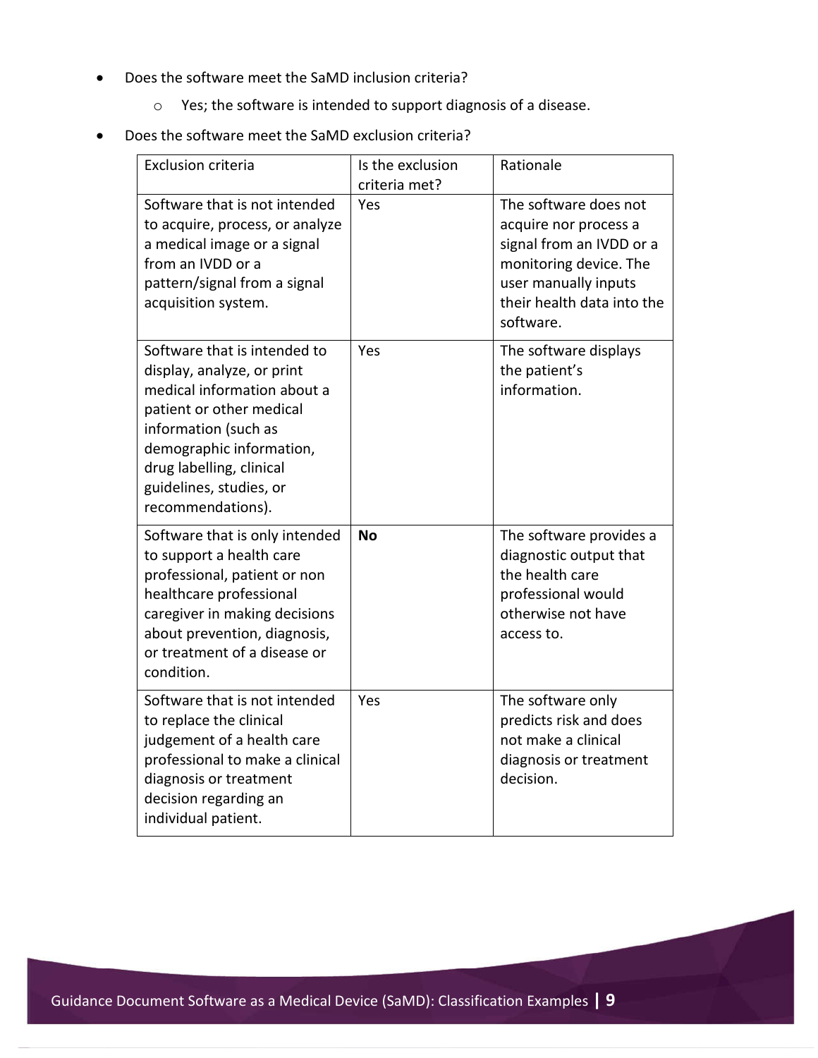- Does the software meet the SaMD inclusion criteria?
    - Yes; the software is intended to support diagnosis of a disease.
- Does the software meet the SaMD exclusion criteria?

| Exclusion criteria | Is the exclusion criteria met? | Rationale |
|---|---|---|
| Software that is not intended to acquire, process, or analyze a medical image or a signal from an IVDD or a pattern/signal from a signal acquisition system. | Yes | The software does not acquire nor process a signal from an IVDD or a monitoring device. The user manually inputs their health data into the software. |
| Software that is intended to display, analyze, or print medical information about a patient or other medical information (such as demographic information, drug labelling, clinical guidelines, studies, or recommendations). | Yes | The software displays the patient's information. |
| Software that is only intended to support a health care professional, patient or non healthcare professional caregiver in making decisions about prevention, diagnosis, or treatment of a disease or condition. | **No** | The software provides a diagnostic output that the health care professional would otherwise not have access to. |
| Software that is not intended to replace the clinical judgement of a health care professional to make a clinical diagnosis or treatment decision regarding an individual patient. | Yes | The software only predicts risk and does not make a clinical diagnosis or treatment decision. |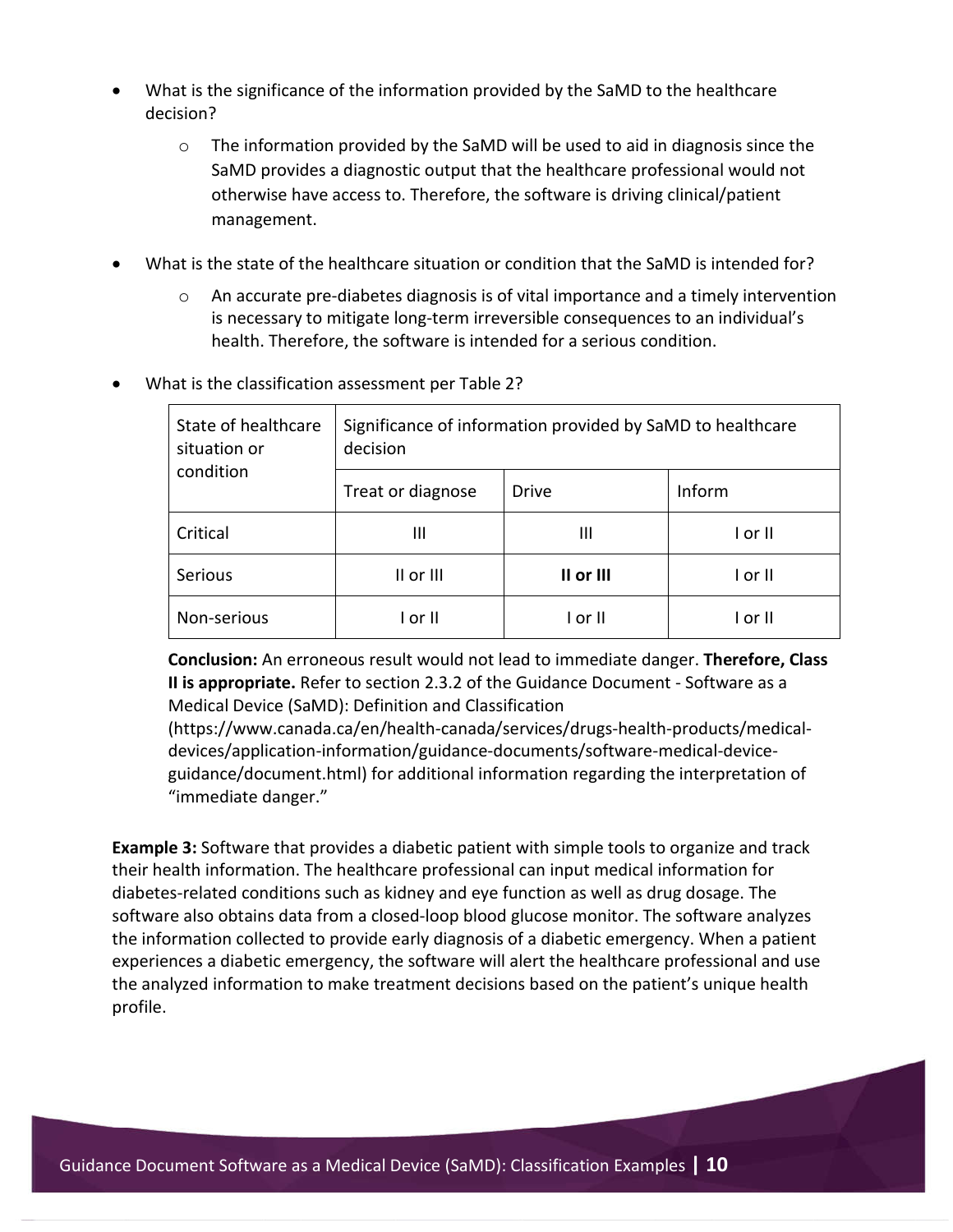- What is the significance of the information provided by the SaMD to the healthcare decision?
    - The information provided by the SaMD will be used to aid in diagnosis since the SaMD provides a diagnostic output that the healthcare professional would not otherwise have access to. Therefore, the software is driving clinical/patient management.
- What is the state of the healthcare situation or condition that the SaMD is intended for?
    - An accurate pre-diabetes diagnosis is of vital importance and a timely intervention is necessary to mitigate long-term irreversible consequences to an individual's health. Therefore, the software is intended for a serious condition.
- What is the classification assessment per Table 2?

| State of healthcare situation or condition | Significance of information provided by SaMD to healthcare decision | | |
|---|---|---|---|
| | Treat or diagnose | Drive | Inform |
| Critical | III | III | I or II |
| Serious | II or III | **II or III** | I or II |
| Non-serious | I or II | I or II | I or II |

**Conclusion:** An erroneous result would not lead to immediate danger. **Therefore, Class II is appropriate.** Refer to section 2.3.2 of the Guidance Document - Software as a Medical Device (SaMD): Definition and Classification (https://www.canada.ca/en/health-canada/services/drugs-health-products/medical-devices/application-information/guidance-documents/software-medical-device-guidance/document.html) for additional information regarding the interpretation of "immediate danger."

**Example 3:** Software that provides a diabetic patient with simple tools to organize and track their health information. The healthcare professional can input medical information for diabetes-related conditions such as kidney and eye function as well as drug dosage. The software also obtains data from a closed-loop blood glucose monitor. The software analyzes the information collected to provide early diagnosis of a diabetic emergency. When a patient experiences a diabetic emergency, the software will alert the healthcare professional and use the analyzed information to make treatment decisions based on the patient's unique health profile.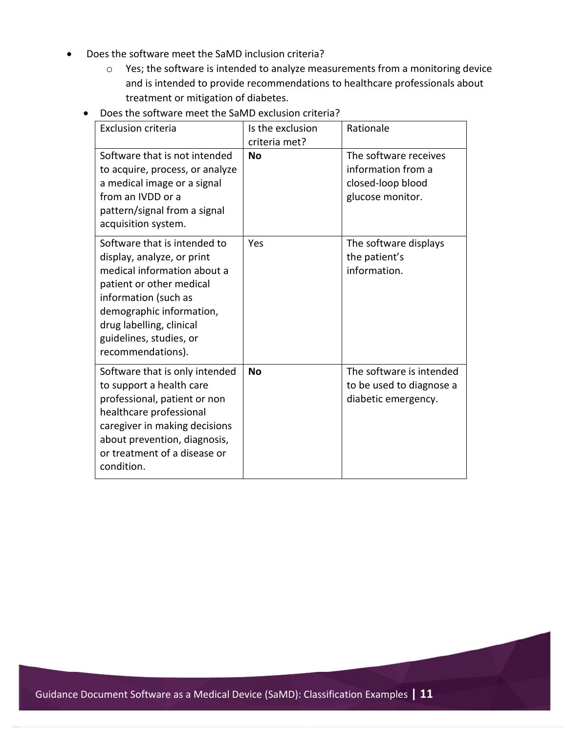- Does the software meet the SaMD inclusion criteria?
  - Yes; the software is intended to analyze measurements from a monitoring device and is intended to provide recommendations to healthcare professionals about treatment or mitigation of diabetes.
- Does the software meet the SaMD exclusion criteria?

| Exclusion criteria | Is the exclusion criteria met? | Rationale |
|---|---|---|
| Software that is not intended to acquire, process, or analyze a medical image or a signal from an IVDD or a pattern/signal from a signal acquisition system. | **No** | The software receives information from a closed-loop blood glucose monitor. |
| Software that is intended to display, analyze, or print medical information about a patient or other medical information (such as demographic information, drug labelling, clinical guidelines, studies, or recommendations). | Yes | The software displays the patient's information. |
| Software that is only intended to support a health care professional, patient or non healthcare professional caregiver in making decisions about prevention, diagnosis, or treatment of a disease or condition. | **No** | The software is intended to be used to diagnose a diabetic emergency. |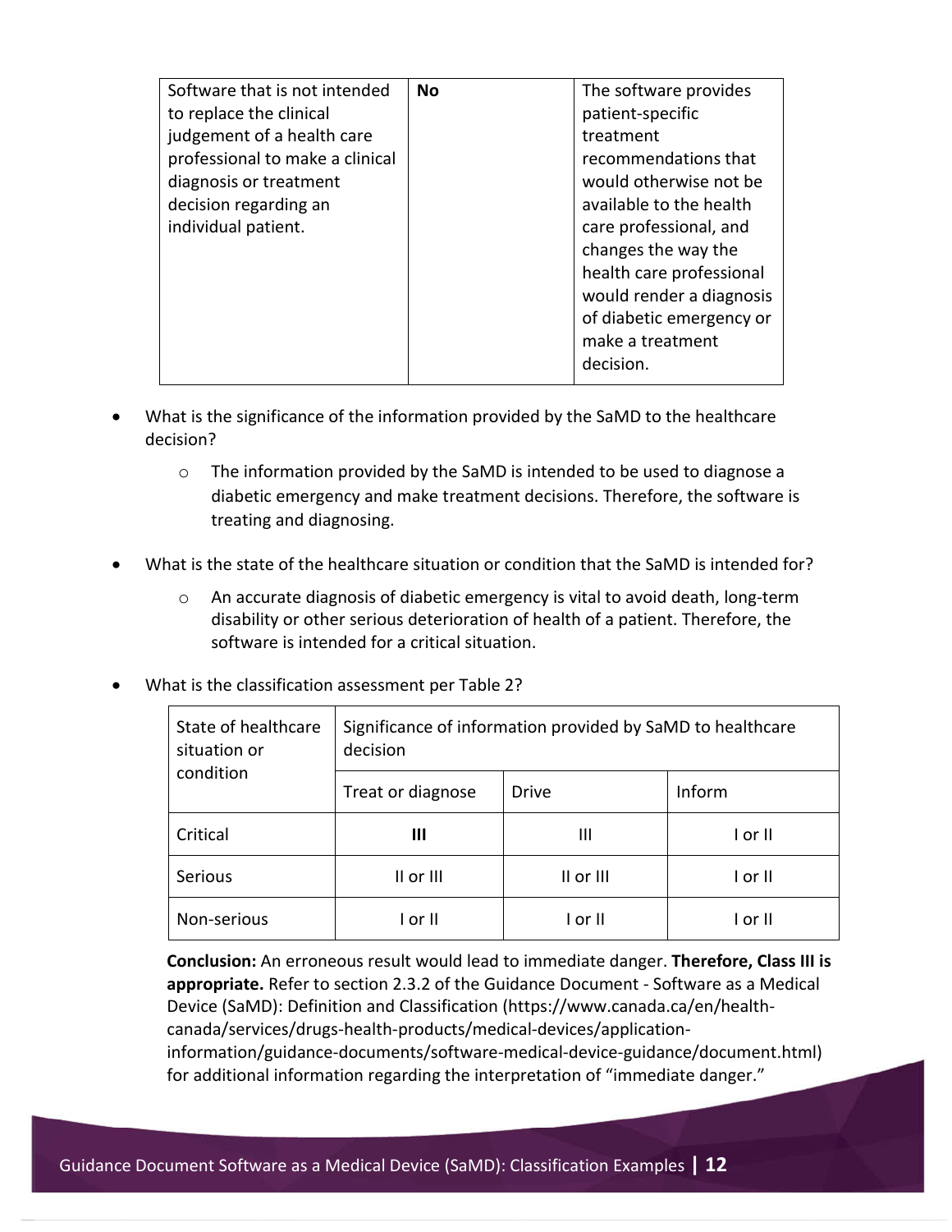| Software that is not intended to replace the clinical judgement of a health care professional to make a clinical diagnosis or treatment decision regarding an individual patient. | **No** | The software provides patient-specific treatment recommendations that would otherwise not be available to the health care professional, and changes the way the health care professional would render a diagnosis of diabetic emergency or make a treatment decision. |
|---|---|---|

- What is the significance of the information provided by the SaMD to the healthcare decision?
  - The information provided by the SaMD is intended to be used to diagnose a diabetic emergency and make treatment decisions. Therefore, the software is treating and diagnosing.
- What is the state of the healthcare situation or condition that the SaMD is intended for?
  - An accurate diagnosis of diabetic emergency is vital to avoid death, long-term disability or other serious deterioration of health of a patient. Therefore, the software is intended for a critical situation.
- What is the classification assessment per Table 2?

| State of healthcare situation or condition | Significance of information provided by SaMD to healthcare decision | | |
|---|---|---|---|
| | Treat or diagnose | Drive | Inform |
| Critical | **III** | III | I or II |
| Serious | II or III | II or III | I or II |
| Non-serious | I or II | I or II | I or II |

**Conclusion:** An erroneous result would lead to immediate danger. **Therefore, Class III is appropriate.** Refer to section 2.3.2 of the Guidance Document - Software as a Medical Device (SaMD): Definition and Classification (https://www.canada.ca/en/health-canada/services/drugs-health-products/medical-devices/application-information/guidance-documents/software-medical-device-guidance/document.html) for additional information regarding the interpretation of "immediate danger."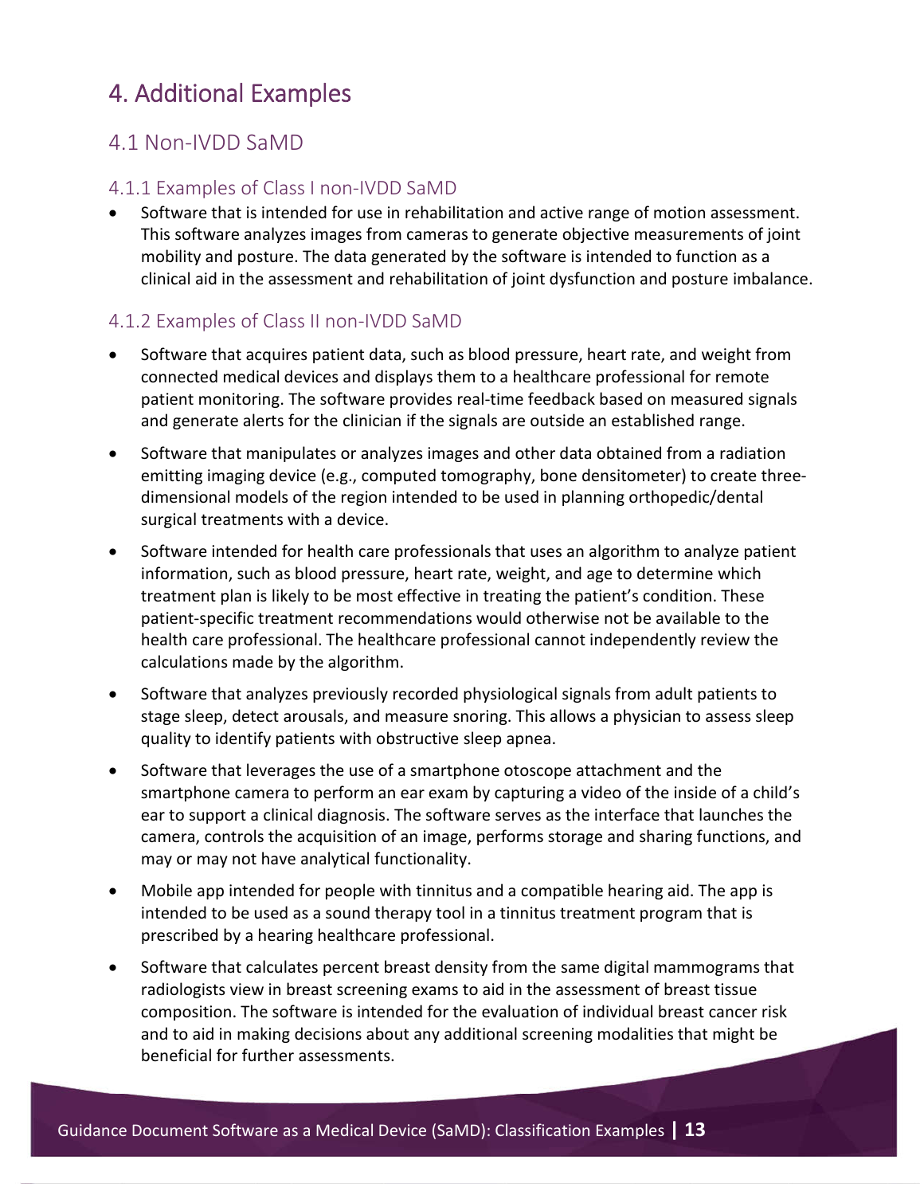# 4. Additional Examples

## 4.1 Non-IVDD SaMD

### 4.1.1 Examples of Class I non-IVDD SaMD

- Software that is intended for use in rehabilitation and active range of motion assessment. This software analyzes images from cameras to generate objective measurements of joint mobility and posture. The data generated by the software is intended to function as a clinical aid in the assessment and rehabilitation of joint dysfunction and posture imbalance.

### 4.1.2 Examples of Class II non-IVDD SaMD

- Software that acquires patient data, such as blood pressure, heart rate, and weight from connected medical devices and displays them to a healthcare professional for remote patient monitoring. The software provides real-time feedback based on measured signals and generate alerts for the clinician if the signals are outside an established range.
- Software that manipulates or analyzes images and other data obtained from a radiation emitting imaging device (e.g., computed tomography, bone densitometer) to create three-dimensional models of the region intended to be used in planning orthopedic/dental surgical treatments with a device.
- Software intended for health care professionals that uses an algorithm to analyze patient information, such as blood pressure, heart rate, weight, and age to determine which treatment plan is likely to be most effective in treating the patient's condition. These patient-specific treatment recommendations would otherwise not be available to the health care professional. The healthcare professional cannot independently review the calculations made by the algorithm.
- Software that analyzes previously recorded physiological signals from adult patients to stage sleep, detect arousals, and measure snoring. This allows a physician to assess sleep quality to identify patients with obstructive sleep apnea.
- Software that leverages the use of a smartphone otoscope attachment and the smartphone camera to perform an ear exam by capturing a video of the inside of a child's ear to support a clinical diagnosis. The software serves as the interface that launches the camera, controls the acquisition of an image, performs storage and sharing functions, and may or may not have analytical functionality.
- Mobile app intended for people with tinnitus and a compatible hearing aid. The app is intended to be used as a sound therapy tool in a tinnitus treatment program that is prescribed by a hearing healthcare professional.
- Software that calculates percent breast density from the same digital mammograms that radiologists view in breast screening exams to aid in the assessment of breast tissue composition. The software is intended for the evaluation of individual breast cancer risk and to aid in making decisions about any additional screening modalities that might be beneficial for further assessments.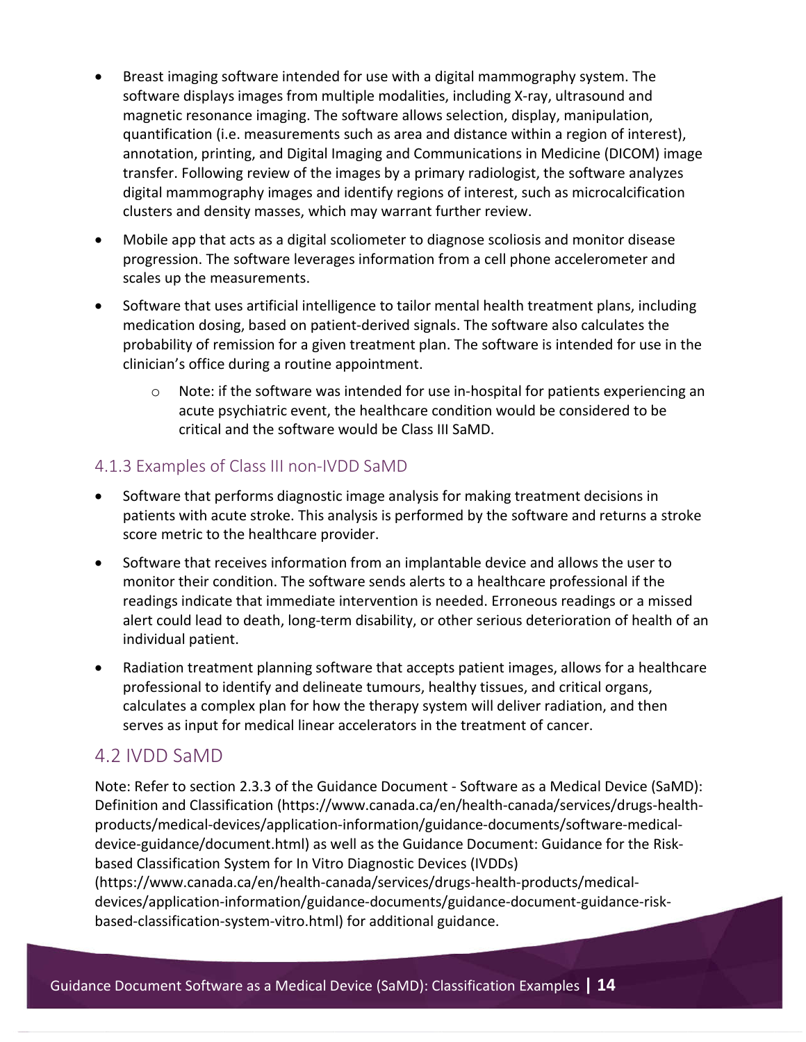- Breast imaging software intended for use with a digital mammography system. The software displays images from multiple modalities, including X-ray, ultrasound and magnetic resonance imaging. The software allows selection, display, manipulation, quantification (i.e. measurements such as area and distance within a region of interest), annotation, printing, and Digital Imaging and Communications in Medicine (DICOM) image transfer. Following review of the images by a primary radiologist, the software analyzes digital mammography images and identify regions of interest, such as microcalcification clusters and density masses, which may warrant further review.
- Mobile app that acts as a digital scoliometer to diagnose scoliosis and monitor disease progression. The software leverages information from a cell phone accelerometer and scales up the measurements.
- Software that uses artificial intelligence to tailor mental health treatment plans, including medication dosing, based on patient-derived signals. The software also calculates the probability of remission for a given treatment plan. The software is intended for use in the clinician's office during a routine appointment.
  - Note: if the software was intended for use in-hospital for patients experiencing an acute psychiatric event, the healthcare condition would be considered to be critical and the software would be Class III SaMD.

### 4.1.3 Examples of Class III non-IVDD SaMD

- Software that performs diagnostic image analysis for making treatment decisions in patients with acute stroke. This analysis is performed by the software and returns a stroke score metric to the healthcare provider.
- Software that receives information from an implantable device and allows the user to monitor their condition. The software sends alerts to a healthcare professional if the readings indicate that immediate intervention is needed. Erroneous readings or a missed alert could lead to death, long-term disability, or other serious deterioration of health of an individual patient.
- Radiation treatment planning software that accepts patient images, allows for a healthcare professional to identify and delineate tumours, healthy tissues, and critical organs, calculates a complex plan for how the therapy system will deliver radiation, and then serves as input for medical linear accelerators in the treatment of cancer.

## 4.2 IVDD SaMD

Note: Refer to section 2.3.3 of the Guidance Document - Software as a Medical Device (SaMD): Definition and Classification (https://www.canada.ca/en/health-canada/services/drugs-health-products/medical-devices/application-information/guidance-documents/software-medical-device-guidance/document.html) as well as the Guidance Document: Guidance for the Risk-based Classification System for In Vitro Diagnostic Devices (IVDDs) (https://www.canada.ca/en/health-canada/services/drugs-health-products/medical-devices/application-information/guidance-documents/guidance-document-guidance-risk-based-classification-system-vitro.html) for additional guidance.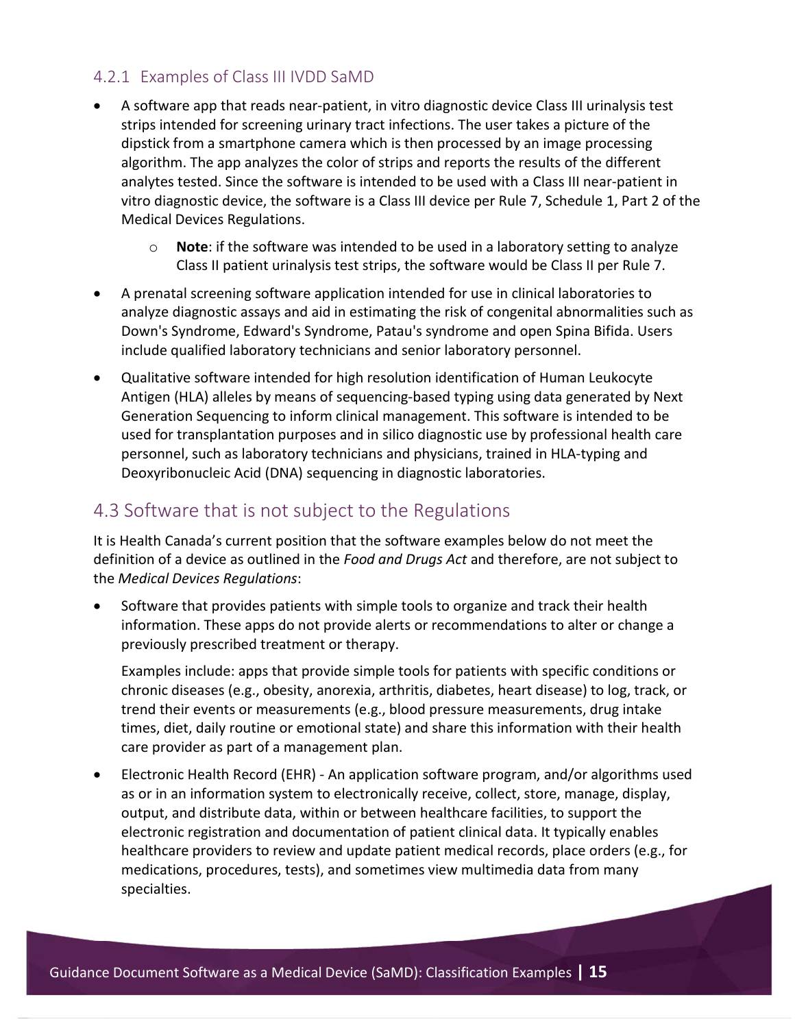### 4.2.1 Examples of Class III IVDD SaMD

- A software app that reads near-patient, in vitro diagnostic device Class III urinalysis test strips intended for screening urinary tract infections. The user takes a picture of the dipstick from a smartphone camera which is then processed by an image processing algorithm. The app analyzes the color of strips and reports the results of the different analytes tested. Since the software is intended to be used with a Class III near-patient in vitro diagnostic device, the software is a Class III device per Rule 7, Schedule 1, Part 2 of the Medical Devices Regulations.
    - **Note**: if the software was intended to be used in a laboratory setting to analyze Class II patient urinalysis test strips, the software would be Class II per Rule 7.
- A prenatal screening software application intended for use in clinical laboratories to analyze diagnostic assays and aid in estimating the risk of congenital abnormalities such as Down's Syndrome, Edward's Syndrome, Patau's syndrome and open Spina Bifida. Users include qualified laboratory technicians and senior laboratory personnel.
- Qualitative software intended for high resolution identification of Human Leukocyte Antigen (HLA) alleles by means of sequencing-based typing using data generated by Next Generation Sequencing to inform clinical management. This software is intended to be used for transplantation purposes and in silico diagnostic use by professional health care personnel, such as laboratory technicians and physicians, trained in HLA-typing and Deoxyribonucleic Acid (DNA) sequencing in diagnostic laboratories.

## 4.3 Software that is not subject to the Regulations

It is Health Canada's current position that the software examples below do not meet the definition of a device as outlined in the *Food and Drugs Act* and therefore, are not subject to the *Medical Devices Regulations*:

- Software that provides patients with simple tools to organize and track their health information. These apps do not provide alerts or recommendations to alter or change a previously prescribed treatment or therapy.

  Examples include: apps that provide simple tools for patients with specific conditions or chronic diseases (e.g., obesity, anorexia, arthritis, diabetes, heart disease) to log, track, or trend their events or measurements (e.g., blood pressure measurements, drug intake times, diet, daily routine or emotional state) and share this information with their health care provider as part of a management plan.
- Electronic Health Record (EHR) - An application software program, and/or algorithms used as or in an information system to electronically receive, collect, store, manage, display, output, and distribute data, within or between healthcare facilities, to support the electronic registration and documentation of patient clinical data. It typically enables healthcare providers to review and update patient medical records, place orders (e.g., for medications, procedures, tests), and sometimes view multimedia data from many specialties.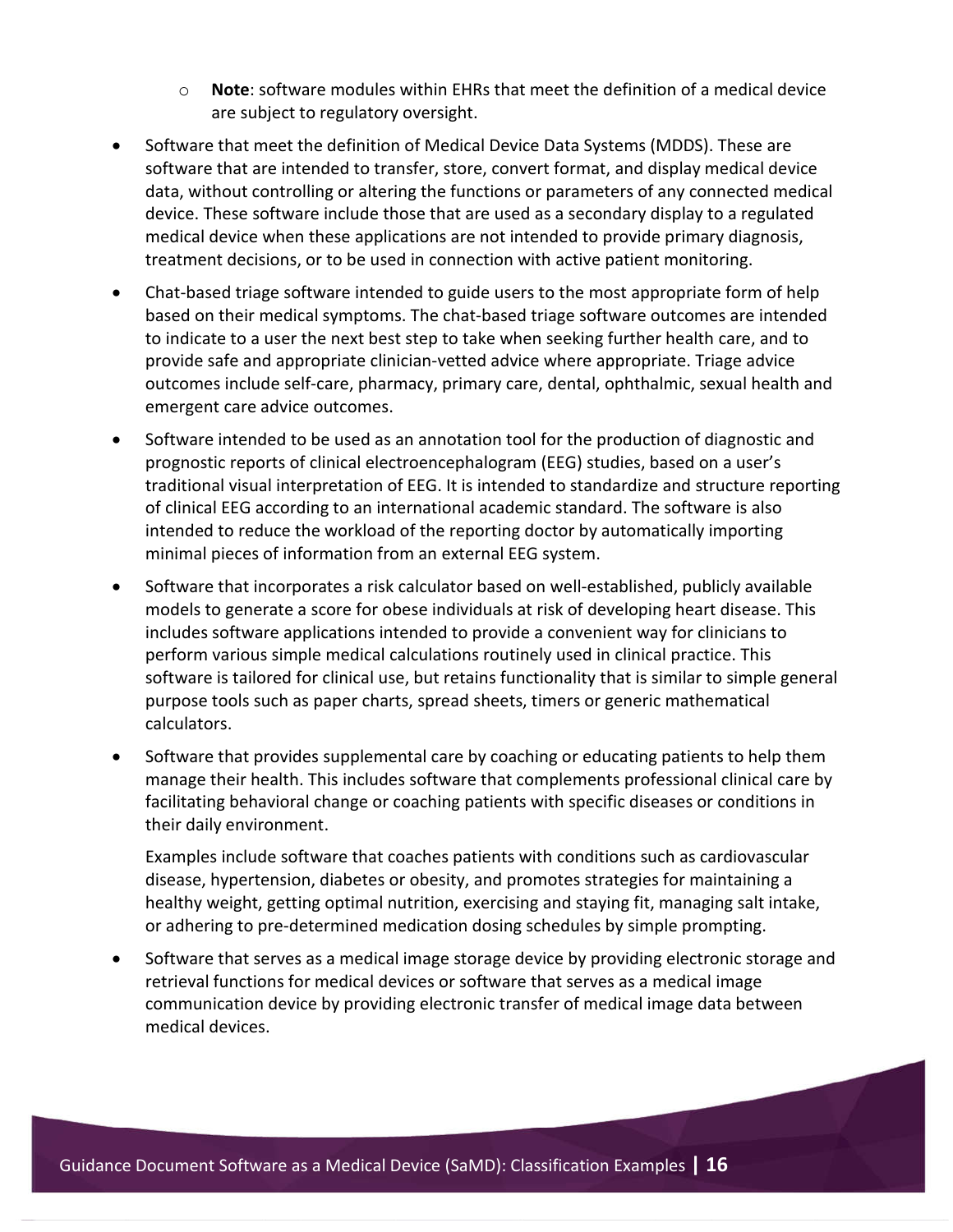- **Note**: software modules within EHRs that meet the definition of a medical device are subject to regulatory oversight.

- Software that meet the definition of Medical Device Data Systems (MDDS). These are software that are intended to transfer, store, convert format, and display medical device data, without controlling or altering the functions or parameters of any connected medical device. These software include those that are used as a secondary display to a regulated medical device when these applications are not intended to provide primary diagnosis, treatment decisions, or to be used in connection with active patient monitoring.
- Chat-based triage software intended to guide users to the most appropriate form of help based on their medical symptoms. The chat-based triage software outcomes are intended to indicate to a user the next best step to take when seeking further health care, and to provide safe and appropriate clinician-vetted advice where appropriate. Triage advice outcomes include self-care, pharmacy, primary care, dental, ophthalmic, sexual health and emergent care advice outcomes.
- Software intended to be used as an annotation tool for the production of diagnostic and prognostic reports of clinical electroencephalogram (EEG) studies, based on a user's traditional visual interpretation of EEG. It is intended to standardize and structure reporting of clinical EEG according to an international academic standard. The software is also intended to reduce the workload of the reporting doctor by automatically importing minimal pieces of information from an external EEG system.
- Software that incorporates a risk calculator based on well-established, publicly available models to generate a score for obese individuals at risk of developing heart disease. This includes software applications intended to provide a convenient way for clinicians to perform various simple medical calculations routinely used in clinical practice. This software is tailored for clinical use, but retains functionality that is similar to simple general purpose tools such as paper charts, spread sheets, timers or generic mathematical calculators.
- Software that provides supplemental care by coaching or educating patients to help them manage their health. This includes software that complements professional clinical care by facilitating behavioral change or coaching patients with specific diseases or conditions in their daily environment.

  Examples include software that coaches patients with conditions such as cardiovascular disease, hypertension, diabetes or obesity, and promotes strategies for maintaining a healthy weight, getting optimal nutrition, exercising and staying fit, managing salt intake, or adhering to pre-determined medication dosing schedules by simple prompting.

- Software that serves as a medical image storage device by providing electronic storage and retrieval functions for medical devices or software that serves as a medical image communication device by providing electronic transfer of medical image data between medical devices.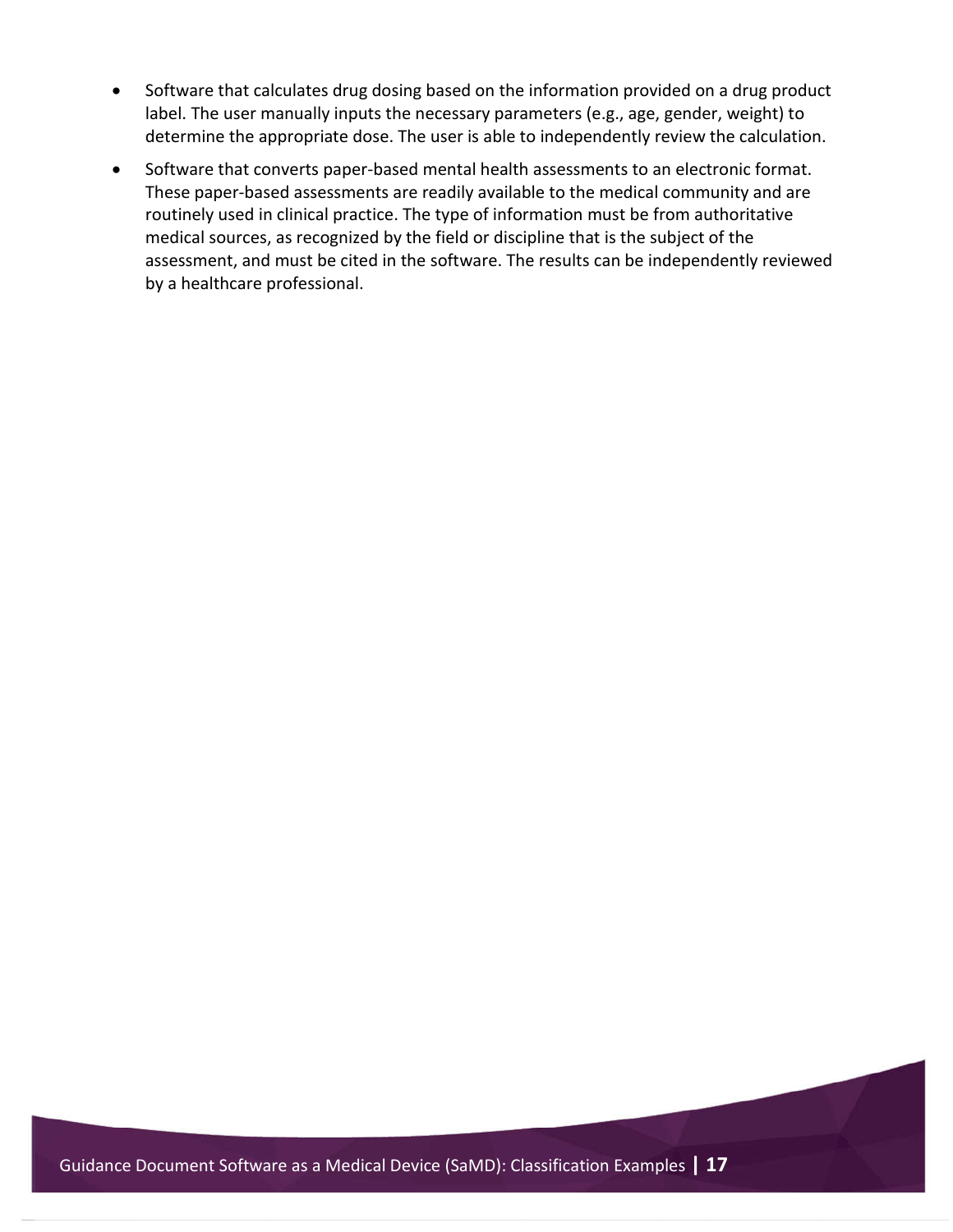- Software that calculates drug dosing based on the information provided on a drug product label. The user manually inputs the necessary parameters (e.g., age, gender, weight) to determine the appropriate dose. The user is able to independently review the calculation.
- Software that converts paper-based mental health assessments to an electronic format. These paper-based assessments are readily available to the medical community and are routinely used in clinical practice. The type of information must be from authoritative medical sources, as recognized by the field or discipline that is the subject of the assessment, and must be cited in the software. The results can be independently reviewed by a healthcare professional.